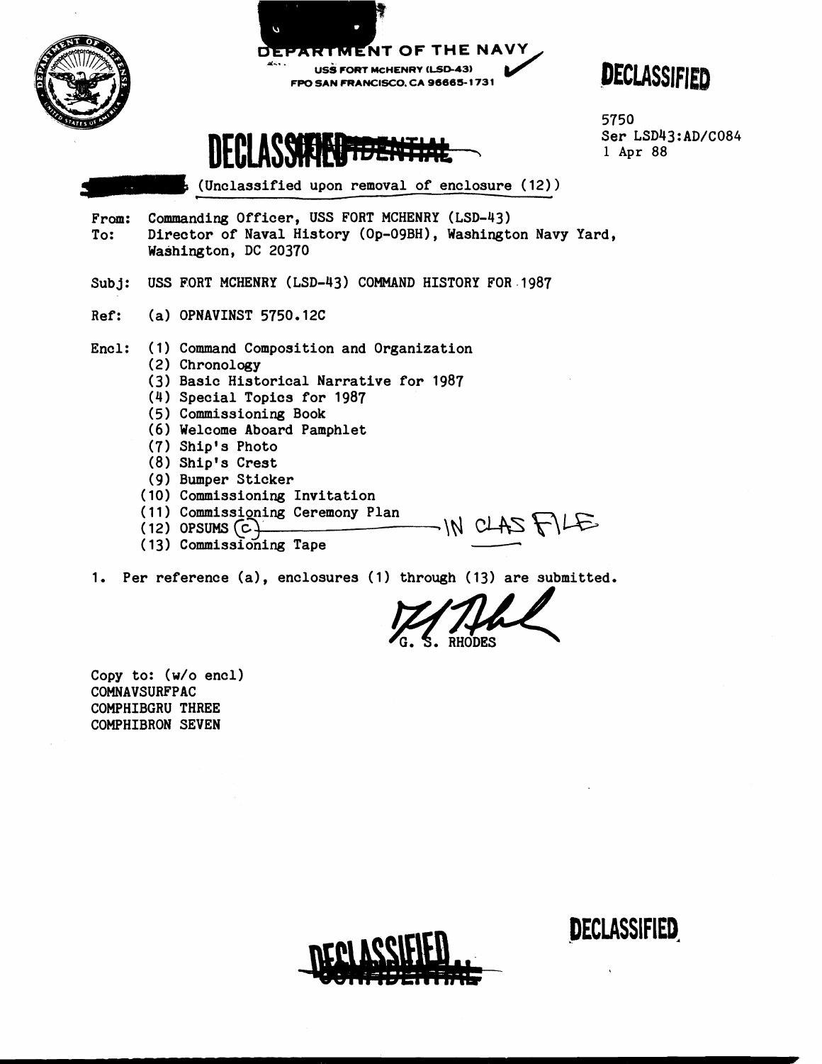DEPARTMENT OF THE NAVY
USS FORT McHENRY (LSD-43)
FPO SAN FRANCISCO, CA 96665-1731

DECLASSIFIED

5750
Ser LSD43:AD/C084
1 Apr 88

DECLASSIFIED ~~CONFIDENTIAL~~

(Unclassified upon removal of enclosure (12))

From: Commanding Officer, USS FORT MCHENRY (LSD-43)
To: Director of Naval History (Op-09BH), Washington Navy Yard, Washington, DC 20370

Subj: USS FORT MCHENRY (LSD-43) COMMAND HISTORY FOR 1987

Ref: (a) OPNAVINST 5750.12C

Encl: (1) Command Composition and Organization
(2) Chronology
(3) Basic Historical Narrative for 1987
(4) Special Topics for 1987
(5) Commissioning Book
(6) Welcome Aboard Pamphlet
(7) Ship's Photo
(8) Ship's Crest
(9) Bumper Sticker
(10) Commissioning Invitation
(11) Commissioning Ceremony Plan
(12) OPSUMS (C) — IN CLAS FILE
(13) Commissioning Tape

1. Per reference (a), enclosures (1) through (13) are submitted.

G. S. RHODES

Copy to: (w/o encl)
COMNAVSURFPAC
COMPHIBGRU THREE
COMPHIBRON SEVEN

DECLASSIFIED ~~CONFIDENTIAL~~

DECLASSIFIED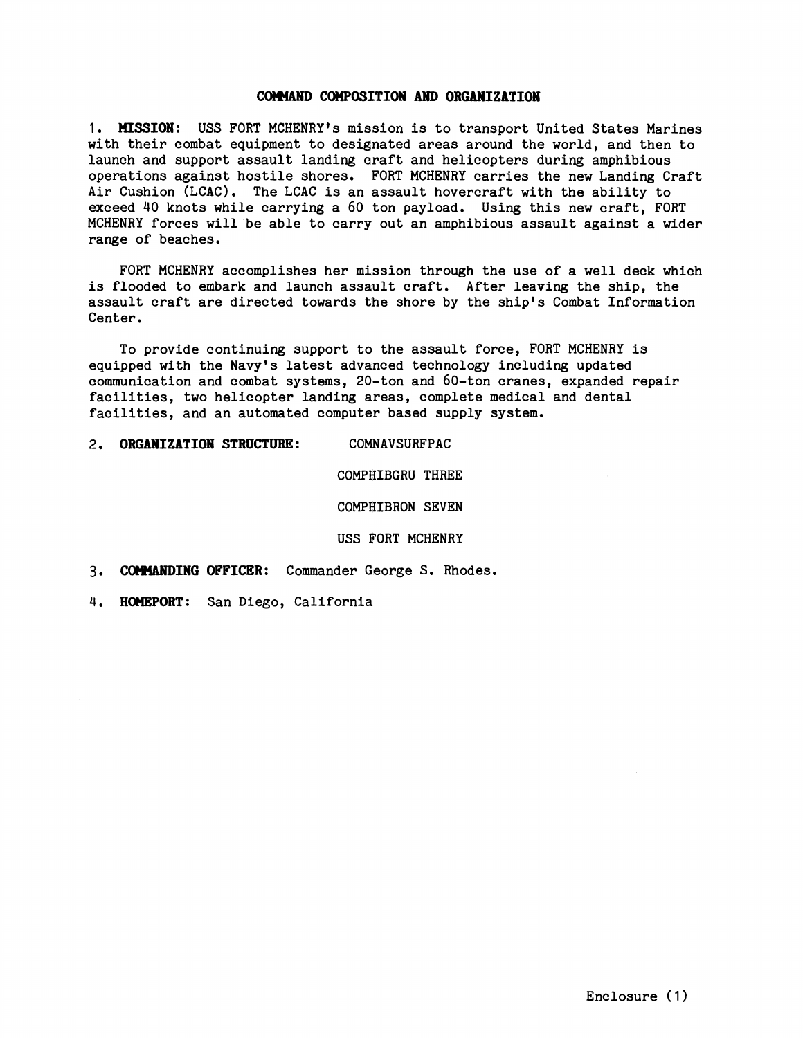## COMMAND COMPOSITION AND ORGANIZATION

1. **MISSION:** USS FORT MCHENRY's mission is to transport United States Marines with their combat equipment to designated areas around the world, and then to launch and support assault landing craft and helicopters during amphibious operations against hostile shores. FORT MCHENRY carries the new Landing Craft Air Cushion (LCAC). The LCAC is an assault hovercraft with the ability to exceed 40 knots while carrying a 60 ton payload. Using this new craft, FORT MCHENRY forces will be able to carry out an amphibious assault against a wider range of beaches.

   FORT MCHENRY accomplishes her mission through the use of a well deck which is flooded to embark and launch assault craft. After leaving the ship, the assault craft are directed towards the shore by the ship's Combat Information Center.

   To provide continuing support to the assault force, FORT MCHENRY is equipped with the Navy's latest advanced technology including updated communication and combat systems, 20-ton and 60-ton cranes, expanded repair facilities, two helicopter landing areas, complete medical and dental facilities, and an automated computer based supply system.

2. **ORGANIZATION STRUCTURE:**

   COMNAVSURFPAC

   COMPHIBGRU THREE

   COMPHIBRON SEVEN

   USS FORT MCHENRY

3. **COMMANDING OFFICER:** Commander George S. Rhodes.

4. **HOMEPORT:** San Diego, California

Enclosure (1)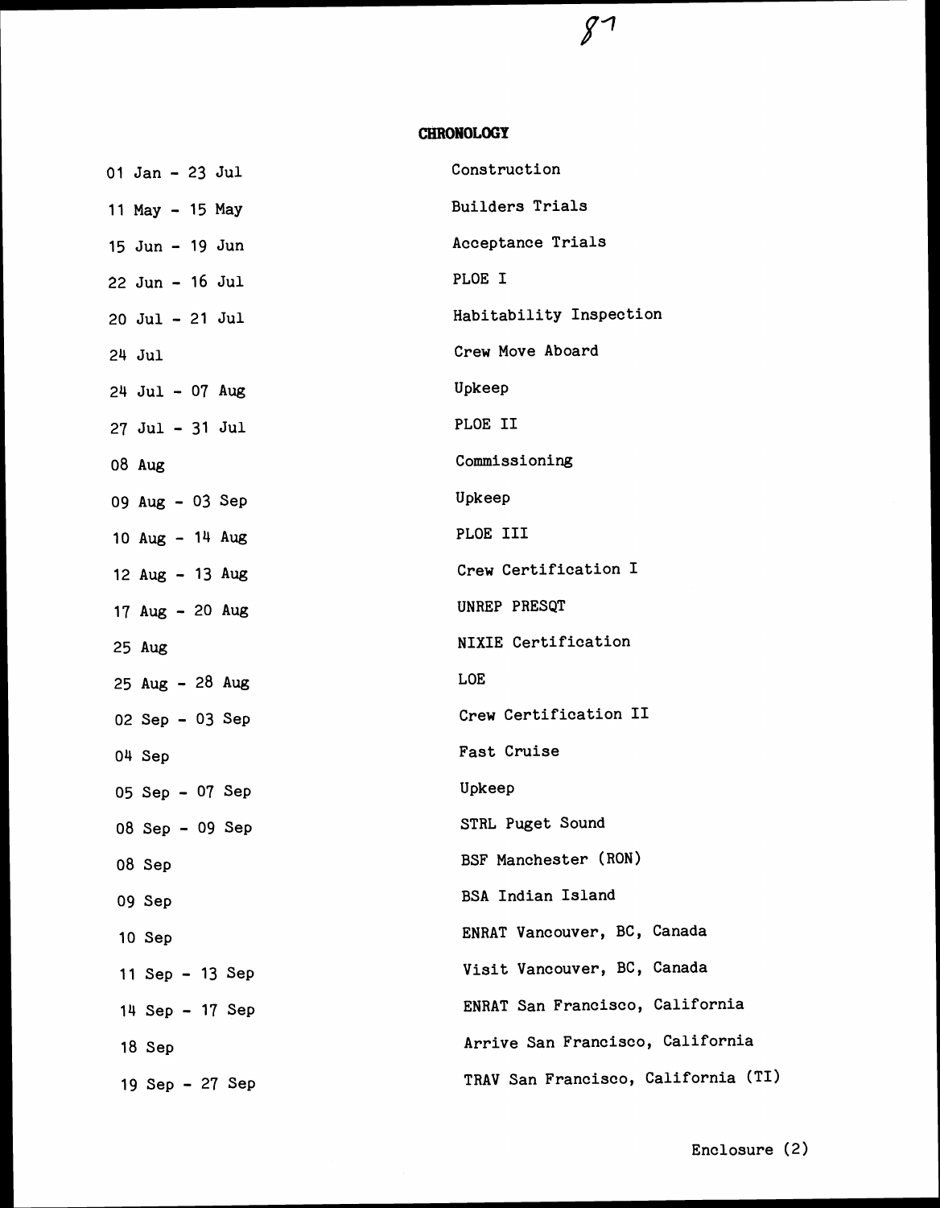## CHRONOLOGY

| | |
|---|---|
| 01 Jan - 23 Jul | Construction |
| 11 May - 15 May | Builders Trials |
| 15 Jun - 19 Jun | Acceptance Trials |
| 22 Jun - 16 Jul | PLOE I |
| 20 Jul - 21 Jul | Habitability Inspection |
| 24 Jul | Crew Move Aboard |
| 24 Jul - 07 Aug | Upkeep |
| 27 Jul - 31 Jul | PLOE II |
| 08 Aug | Commissioning |
| 09 Aug - 03 Sep | Upkeep |
| 10 Aug - 14 Aug | PLOE III |
| 12 Aug - 13 Aug | Crew Certification I |
| 17 Aug - 20 Aug | UNREP PRESQT |
| 25 Aug | NIXIE Certification |
| 25 Aug - 28 Aug | LOE |
| 02 Sep - 03 Sep | Crew Certification II |
| 04 Sep | Fast Cruise |
| 05 Sep - 07 Sep | Upkeep |
| 08 Sep - 09 Sep | STRL Puget Sound |
| 08 Sep | BSF Manchester (RON) |
| 09 Sep | BSA Indian Island |
| 10 Sep | ENRAT Vancouver, BC, Canada |
| 11 Sep - 13 Sep | Visit Vancouver, BC, Canada |
| 14 Sep - 17 Sep | ENRAT San Francisco, California |
| 18 Sep | Arrive San Francisco, California |
| 19 Sep - 27 Sep | TRAV San Francisco, California (TI) |

Enclosure (2)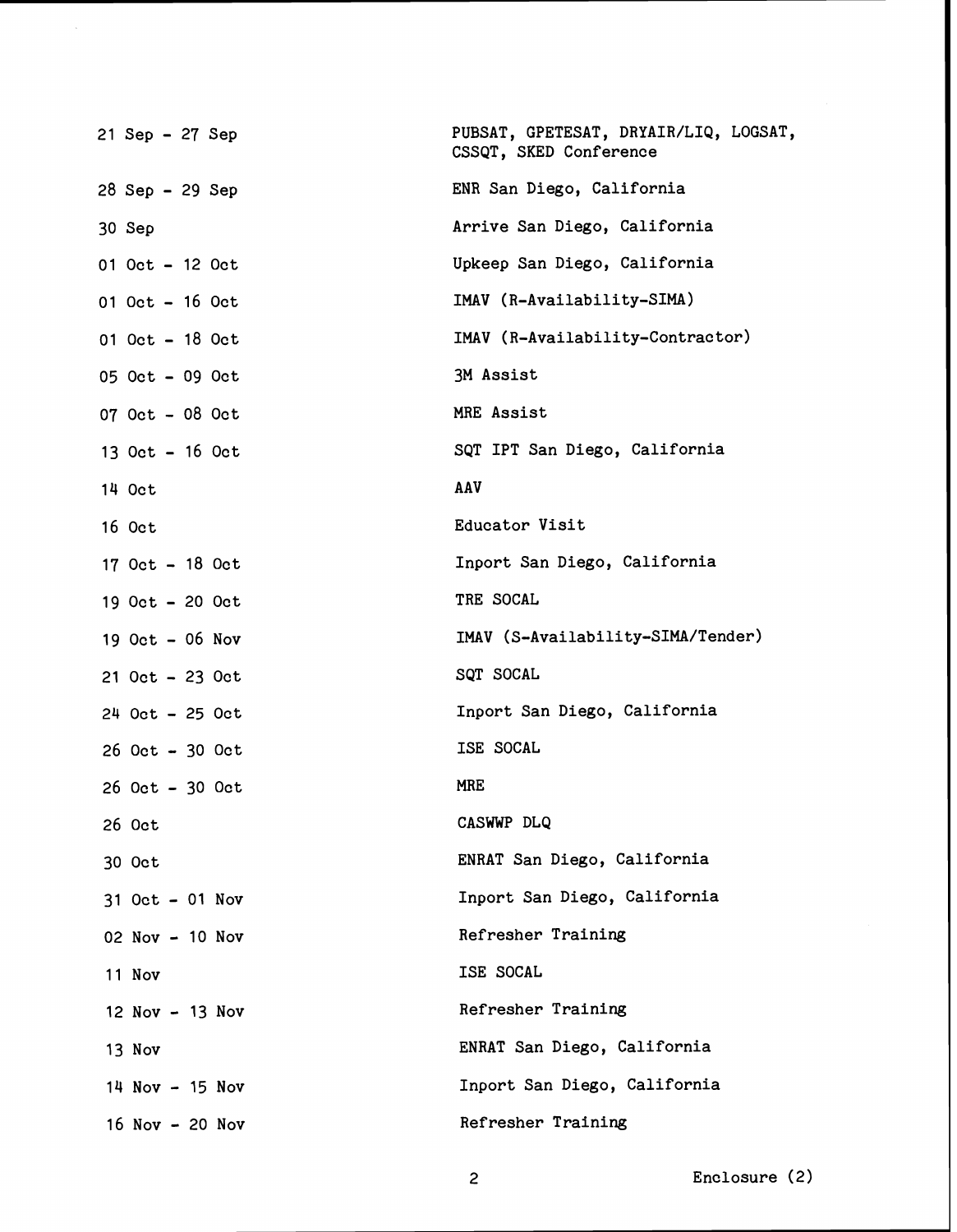| | |
|---|---|
| 21 Sep - 27 Sep | PUBSAT, GPETESAT, DRYAIR/LIQ, LOGSAT, CSSQT, SKED Conference |
| 28 Sep - 29 Sep | ENR San Diego, California |
| 30 Sep | Arrive San Diego, California |
| 01 Oct - 12 Oct | Upkeep San Diego, California |
| 01 Oct - 16 Oct | IMAV (R-Availability-SIMA) |
| 01 Oct - 18 Oct | IMAV (R-Availability-Contractor) |
| 05 Oct - 09 Oct | 3M Assist |
| 07 Oct - 08 Oct | MRE Assist |
| 13 Oct - 16 Oct | SQT IPT San Diego, California |
| 14 Oct | AAV |
| 16 Oct | Educator Visit |
| 17 Oct - 18 Oct | Inport San Diego, California |
| 19 Oct - 20 Oct | TRE SOCAL |
| 19 Oct - 06 Nov | IMAV (S-Availability-SIMA/Tender) |
| 21 Oct - 23 Oct | SQT SOCAL |
| 24 Oct - 25 Oct | Inport San Diego, California |
| 26 Oct - 30 Oct | ISE SOCAL |
| 26 Oct - 30 Oct | MRE |
| 26 Oct | CASWWP DLQ |
| 30 Oct | ENRAT San Diego, California |
| 31 Oct - 01 Nov | Inport San Diego, California |
| 02 Nov - 10 Nov | Refresher Training |
| 11 Nov | ISE SOCAL |
| 12 Nov - 13 Nov | Refresher Training |
| 13 Nov | ENRAT San Diego, California |
| 14 Nov - 15 Nov | Inport San Diego, California |
| 16 Nov - 20 Nov | Refresher Training |

Enclosure (2)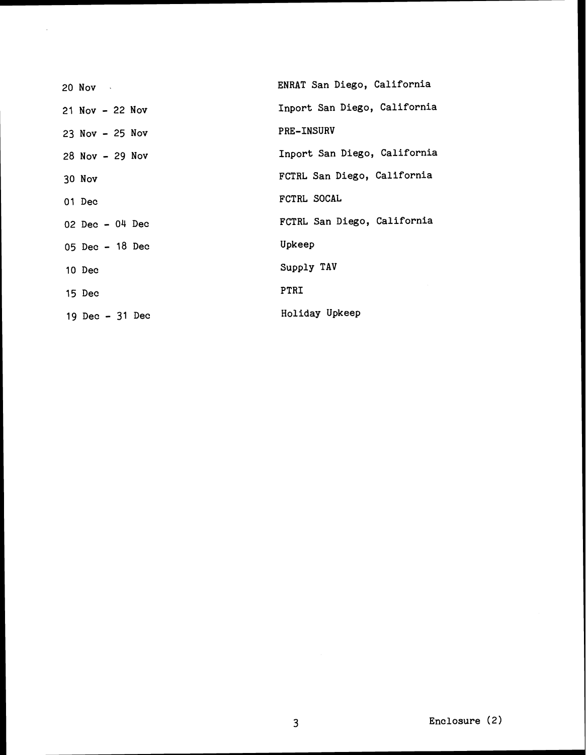| | |
|---|---|
| 20 Nov | ENRAT San Diego, California |
| 21 Nov - 22 Nov | Inport San Diego, California |
| 23 Nov - 25 Nov | PRE-INSURV |
| 28 Nov - 29 Nov | Inport San Diego, California |
| 30 Nov | FCTRL San Diego, California |
| 01 Dec | FCTRL SOCAL |
| 02 Dec - 04 Dec | FCTRL San Diego, California |
| 05 Dec - 18 Dec | Upkeep |
| 10 Dec | Supply TAV |
| 15 Dec | PTRI |
| 19 Dec - 31 Dec | Holiday Upkeep |

Enclosure (2)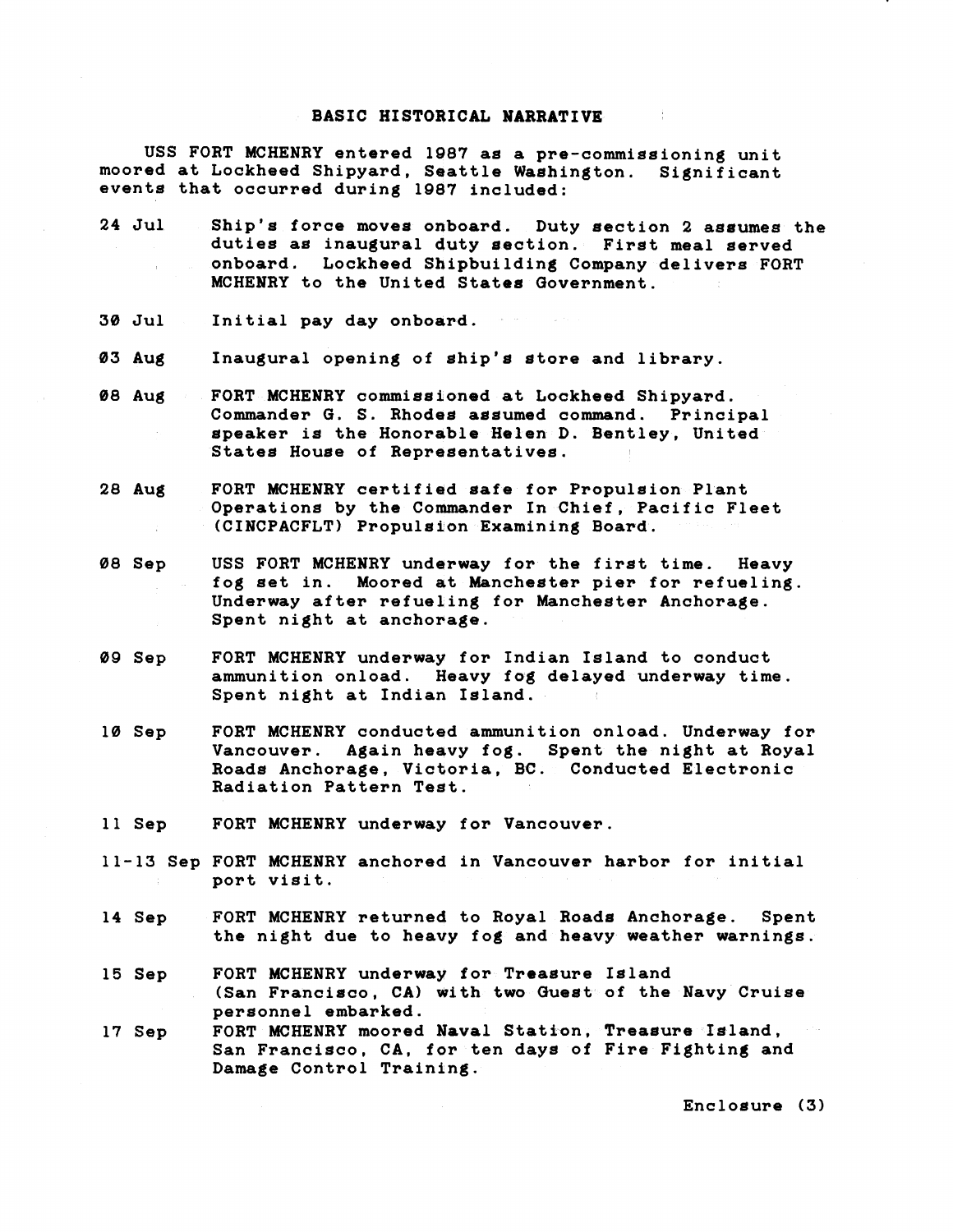## BASIC HISTORICAL NARRATIVE

USS FORT MCHENRY entered 1987 as a pre-commissioning unit moored at Lockheed Shipyard, Seattle Washington. Significant events that occurred during 1987 included:

24 Jul — Ship's force moves onboard. Duty section 2 assumes the duties as inaugural duty section. First meal served onboard. Lockheed Shipbuilding Company delivers FORT MCHENRY to the United States Government.

30 Jul — Initial pay day onboard.

03 Aug — Inaugural opening of ship's store and library.

08 Aug — FORT MCHENRY commissioned at Lockheed Shipyard. Commander G. S. Rhodes assumed command. Principal speaker is the Honorable Helen D. Bentley, United States House of Representatives.

28 Aug — FORT MCHENRY certified safe for Propulsion Plant Operations by the Commander In Chief, Pacific Fleet (CINCPACFLT) Propulsion Examining Board.

08 Sep — USS FORT MCHENRY underway for the first time. Heavy fog set in. Moored at Manchester pier for refueling. Underway after refueling for Manchester Anchorage. Spent night at anchorage.

09 Sep — FORT MCHENRY underway for Indian Island to conduct ammunition onload. Heavy fog delayed underway time. Spent night at Indian Island.

10 Sep — FORT MCHENRY conducted ammunition onload. Underway for Vancouver. Again heavy fog. Spent the night at Royal Roads Anchorage, Victoria, BC. Conducted Electronic Radiation Pattern Test.

11 Sep — FORT MCHENRY underway for Vancouver.

11-13 Sep — FORT MCHENRY anchored in Vancouver harbor for initial port visit.

14 Sep — FORT MCHENRY returned to Royal Roads Anchorage. Spent the night due to heavy fog and heavy weather warnings.

15 Sep — FORT MCHENRY underway for Treasure Island (San Francisco, CA) with two Guest of the Navy Cruise personnel embarked.

17 Sep — FORT MCHENRY moored Naval Station, Treasure Island, San Francisco, CA, for ten days of Fire Fighting and Damage Control Training.

Enclosure (3)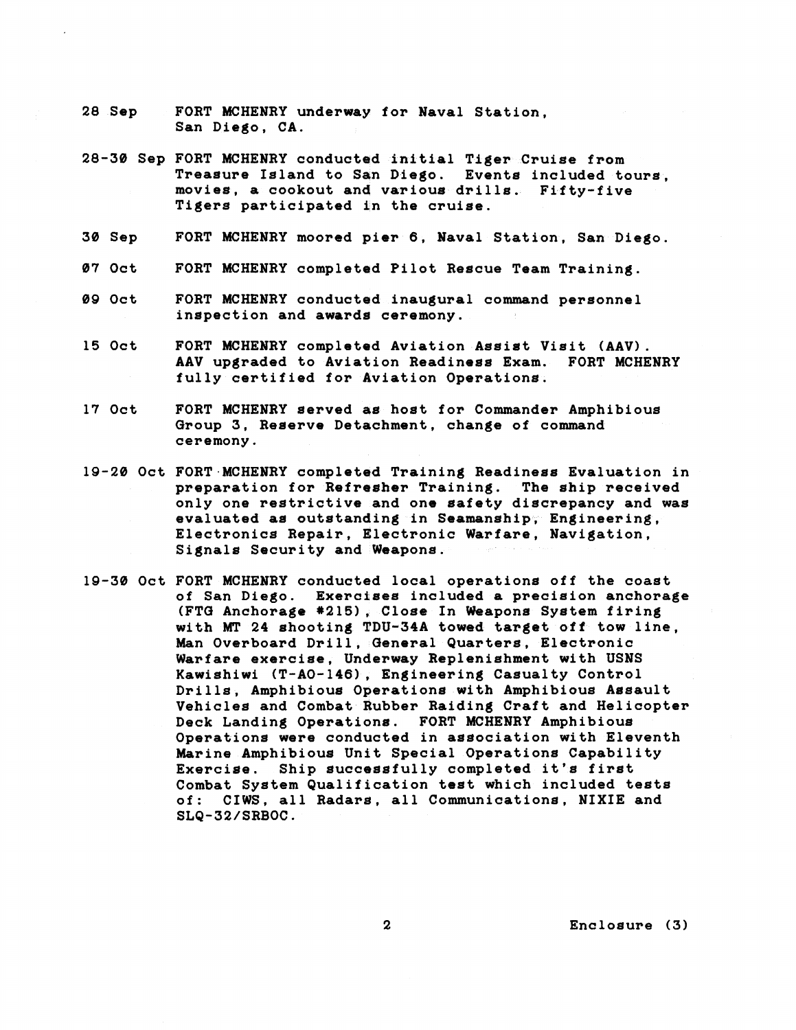28 Sep FORT MCHENRY underway for Naval Station, San Diego, CA.

28-30 Sep FORT MCHENRY conducted initial Tiger Cruise from Treasure Island to San Diego. Events included tours, movies, a cookout and various drills. Fifty-five Tigers participated in the cruise.

30 Sep FORT MCHENRY moored pier 6, Naval Station, San Diego.

07 Oct FORT MCHENRY completed Pilot Rescue Team Training.

09 Oct FORT MCHENRY conducted inaugural command personnel inspection and awards ceremony.

15 Oct FORT MCHENRY completed Aviation Assist Visit (AAV). AAV upgraded to Aviation Readiness Exam. FORT MCHENRY fully certified for Aviation Operations.

17 Oct FORT MCHENRY served as host for Commander Amphibious Group 3, Reserve Detachment, change of command ceremony.

19-20 Oct FORT MCHENRY completed Training Readiness Evaluation in preparation for Refresher Training. The ship received only one restrictive and one safety discrepancy and was evaluated as outstanding in Seamanship, Engineering, Electronics Repair, Electronic Warfare, Navigation, Signals Security and Weapons.

19-30 Oct FORT MCHENRY conducted local operations off the coast of San Diego. Exercises included a precision anchorage (FTG Anchorage #215), Close In Weapons System firing with MT 24 shooting TDU-34A towed target off tow line, Man Overboard Drill, General Quarters, Electronic Warfare exercise, Underway Replenishment with USNS Kawishiwi (T-AO-146), Engineering Casualty Control Drills, Amphibious Operations with Amphibious Assault Vehicles and Combat Rubber Raiding Craft and Helicopter Deck Landing Operations. FORT MCHENRY Amphibious Operations were conducted in association with Eleventh Marine Amphibious Unit Special Operations Capability Exercise. Ship successfully completed it's first Combat System Qualification test which included tests of: CIWS, all Radars, all Communications, NIXIE and SLQ-32/SRBOC.

Enclosure (3)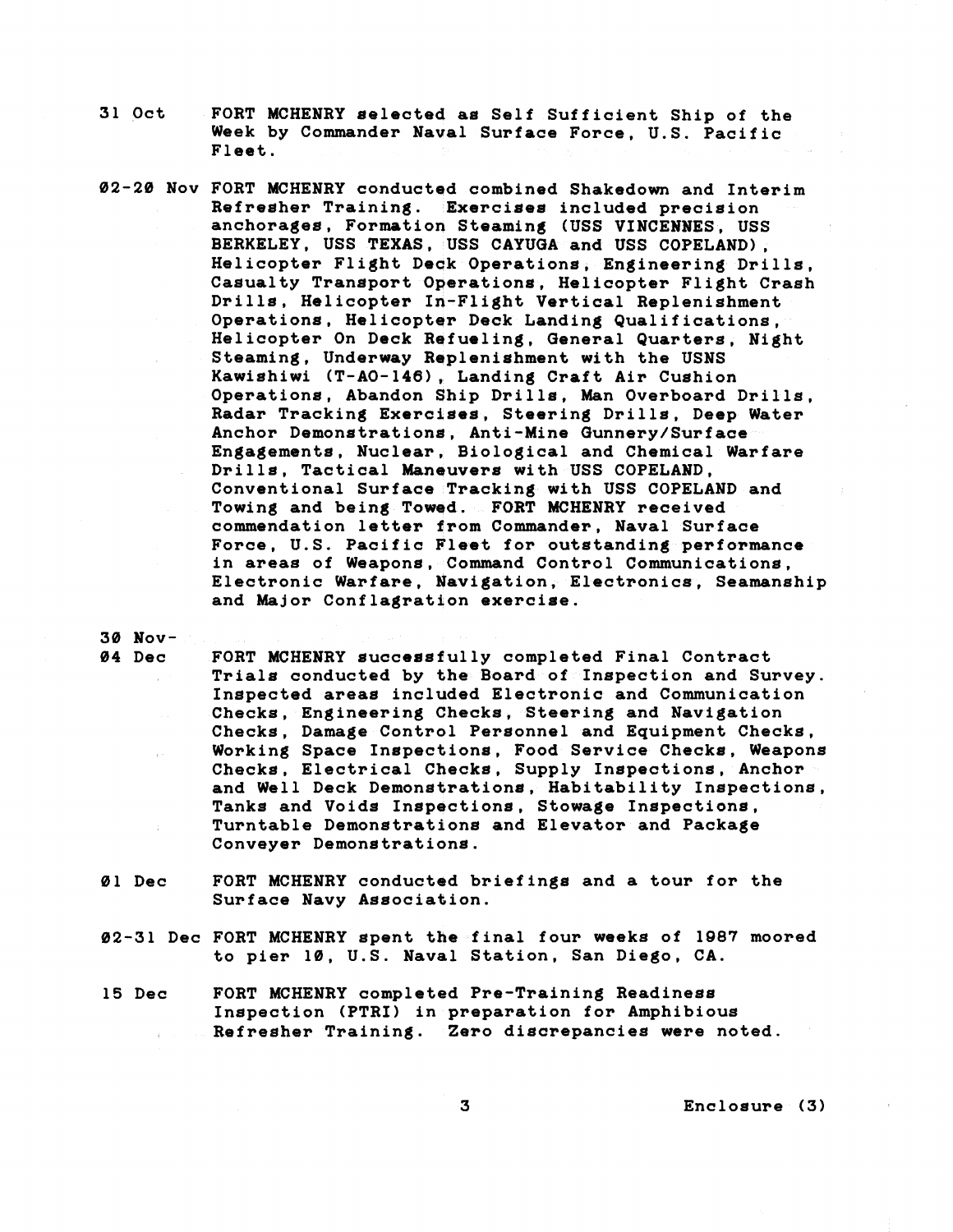31 Oct FORT MCHENRY selected as Self Sufficient Ship of the Week by Commander Naval Surface Force, U.S. Pacific Fleet.

02-20 Nov FORT MCHENRY conducted combined Shakedown and Interim Refresher Training. Exercises included precision anchorages, Formation Steaming (USS VINCENNES, USS BERKELEY, USS TEXAS, USS CAYUGA and USS COPELAND), Helicopter Flight Deck Operations, Engineering Drills, Casualty Transport Operations, Helicopter Flight Crash Drills, Helicopter In-Flight Vertical Replenishment Operations, Helicopter Deck Landing Qualifications, Helicopter On Deck Refueling, General Quarters, Night Steaming, Underway Replenishment with the USNS Kawishiwi (T-AO-146), Landing Craft Air Cushion Operations, Abandon Ship Drills, Man Overboard Drills, Radar Tracking Exercises, Steering Drills, Deep Water Anchor Demonstrations, Anti-Mine Gunnery/Surface Engagements, Nuclear, Biological and Chemical Warfare Drills, Tactical Maneuvers with USS COPELAND, Conventional Surface Tracking with USS COPELAND and Towing and being Towed. FORT MCHENRY received commendation letter from Commander, Naval Surface Force, U.S. Pacific Fleet for outstanding performance in areas of Weapons, Command Control Communications, Electronic Warfare, Navigation, Electronics, Seamanship and Major Conflagration exercise.

30 Nov-
04 Dec FORT MCHENRY successfully completed Final Contract Trials conducted by the Board of Inspection and Survey. Inspected areas included Electronic and Communication Checks, Engineering Checks, Steering and Navigation Checks, Damage Control Personnel and Equipment Checks, Working Space Inspections, Food Service Checks, Weapons Checks, Electrical Checks, Supply Inspections, Anchor and Well Deck Demonstrations, Habitability Inspections, Tanks and Voids Inspections, Stowage Inspections, Turntable Demonstrations and Elevator and Package Conveyer Demonstrations.

01 Dec FORT MCHENRY conducted briefings and a tour for the Surface Navy Association.

02-31 Dec FORT MCHENRY spent the final four weeks of 1987 moored to pier 10, U.S. Naval Station, San Diego, CA.

15 Dec FORT MCHENRY completed Pre-Training Readiness Inspection (PTRI) in preparation for Amphibious Refresher Training. Zero discrepancies were noted.

Enclosure (3)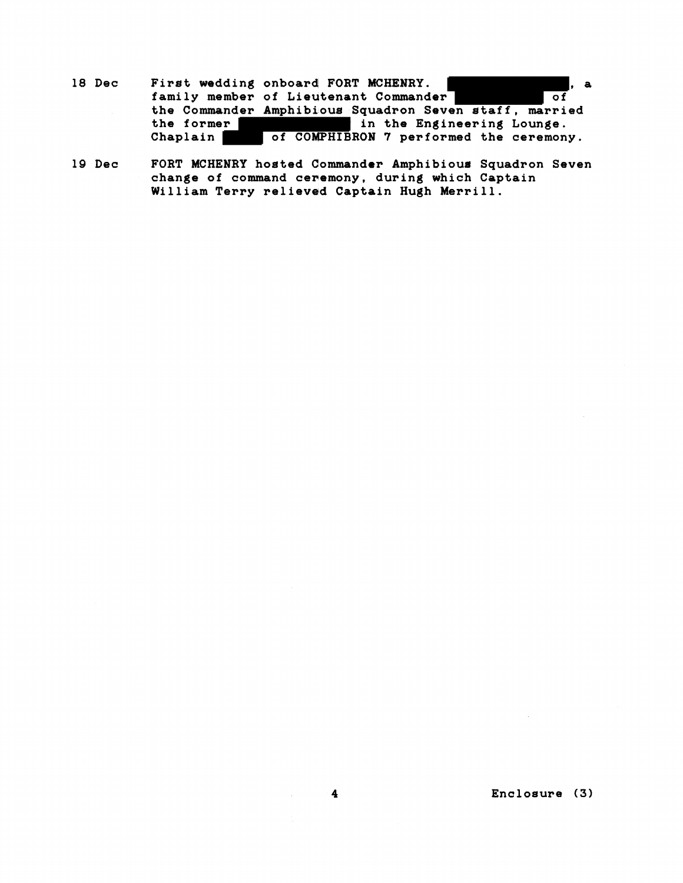18 Dec First wedding onboard FORT MCHENRY. [REDACTED], a family member of Lieutenant Commander [REDACTED] of the Commander Amphibious Squadron Seven staff, married the former [REDACTED] in the Engineering Lounge. Chaplain [REDACTED] of COMPHIBRON 7 performed the ceremony.

19 Dec FORT MCHENRY hosted Commander Amphibious Squadron Seven change of command ceremony, during which Captain William Terry relieved Captain Hugh Merrill.

Enclosure (3)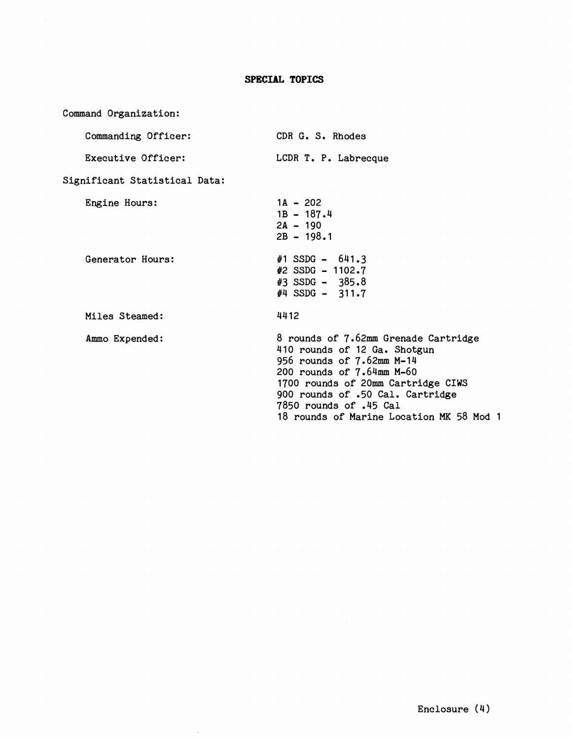# SPECIAL TOPICS

Command Organization:

| | |
|---|---|
| Commanding Officer: | CDR G. S. Rhodes |
| Executive Officer: | LCDR T. P. Labrecque |

Significant Statistical Data:

| | |
|---|---|
| Engine Hours: | 1A - 202<br>1B - 187.4<br>2A - 190<br>2B - 198.1 |
| Generator Hours: | #1 SSDG - 641.3<br>#2 SSDG - 1102.7<br>#3 SSDG - 385.8<br>#4 SSDG - 311.7 |
| Miles Steamed: | 4412 |
| Ammo Expended: | 8 rounds of 7.62mm Grenade Cartridge<br>410 rounds of 12 Ga. Shotgun<br>956 rounds of 7.62mm M-14<br>200 rounds of 7.64mm M-60<br>1700 rounds of 20mm Cartridge CIWS<br>900 rounds of .50 Cal. Cartridge<br>7850 rounds of .45 Cal<br>18 rounds of Marine Location MK 58 Mod 1 |

Enclosure (4)